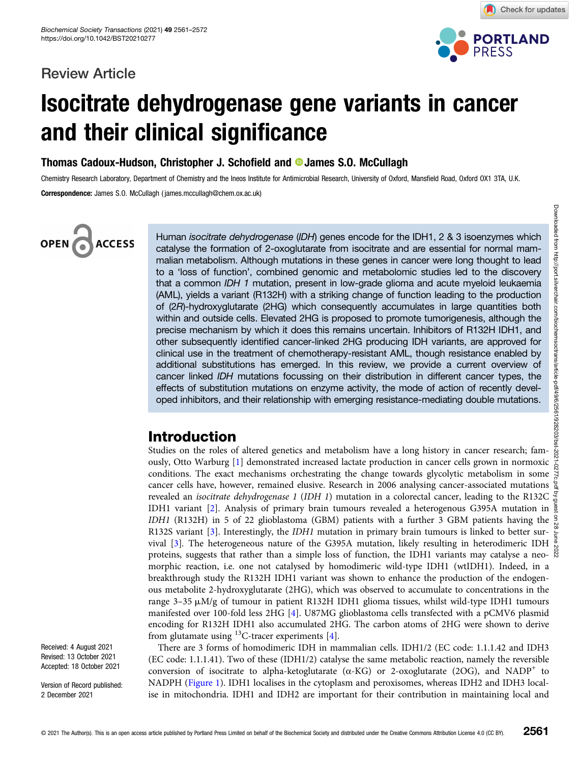Review Article

# Isocitrate dehydrogenase gene variants in cancer and their clinical significance

**Thomas Cadoux-Hudson, Christopher J. Schofield and James S.O. McCullagh**

Chemistry Research Laboratory, Department of Chemistry and the Ineos Institute for Antimicrobial Research, University of Oxford, Mansfield Road, Oxford OX1 3TA, U.K.

**Correspondence:** James S.O. McCullagh (james.mccullagh@chem.ox.ac.uk)

Human *isocitrate dehydrogenase* (*IDH*) genes encode for the IDH1, 2 & 3 isoenzymes which catalyse the formation of 2-oxoglutarate from isocitrate and are essential for normal mammalian metabolism. Although mutations in these genes in cancer were long thought to lead to a 'loss of function', combined genomic and metabolomic studies led to the discovery that a common *IDH 1* mutation, present in low-grade glioma and acute myeloid leukaemia (AML), yields a variant (R132H) with a striking change of function leading to the production of (2*R*)-hydroxyglutarate (2HG) which consequently accumulates in large quantities both within and outside cells. Elevated 2HG is proposed to promote tumorigenesis, although the precise mechanism by which it does this remains uncertain. Inhibitors of R132H IDH1, and other subsequently identified cancer-linked 2HG producing IDH variants, are approved for clinical use in the treatment of chemotherapy-resistant AML, though resistance enabled by additional substitutions has emerged. In this review, we provide a current overview of cancer linked *IDH* mutations focussing on their distribution in different cancer types, the effects of substitution mutations on enzyme activity, the mode of action of recently developed inhibitors, and their relationship with emerging resistance-mediating double mutations.

## Introduction

Studies on the roles of altered genetics and metabolism have a long history in cancer research; famously, Otto Warburg [1] demonstrated increased lactate production in cancer cells grown in normoxic conditions. The exact mechanisms orchestrating the change towards glycolytic metabolism in some cancer cells have, however, remained elusive. Research in 2006 analysing cancer-associated mutations revealed an *isocitrate dehydrogenase 1* (*IDH 1*) mutation in a colorectal cancer, leading to the R132C IDH1 variant [2]. Analysis of primary brain tumours revealed a heterogenous G395A mutation in *IDH1* (R132H) in 5 of 22 glioblastoma (GBM) patients with a further 3 GBM patients having the R132S variant [3]. Interestingly, the *IDH1* mutation in primary brain tumours is linked to better survival [3]. The heterogeneous nature of the G395A mutation, likely resulting in heterodimeric IDH proteins, suggests that rather than a simple loss of function, the IDH1 variants may catalyse a neomorphic reaction, i.e. one not catalysed by homodimeric wild-type IDH1 (wtIDH1). Indeed, in a breakthrough study the R132H IDH1 variant was shown to enhance the production of the endogenous metabolite 2-hydroxyglutarate (2HG), which was observed to accumulate to concentrations in the range 3–35 μM/g of tumour in patient R132H IDH1 glioma tissues, whilst wild-type IDH1 tumours manifested over 100-fold less 2HG [4]. U87MG glioblastoma cells transfected with a pCMV6 plasmid encoding for R132H IDH1 also accumulated 2HG. The carbon atoms of 2HG were shown to derive from glutamate using $^{13}C$-tracer experiments [4].

There are 3 forms of homodimeric IDH in mammalian cells. IDH1/2 (EC code: 1.1.1.42 and IDH3 (EC code: 1.1.1.41). Two of these (IDH1/2) catalyse the same metabolic reaction, namely the reversible conversion of isocitrate to alpha-ketoglutarate (α-KG) or 2-oxoglutarate (2OG), and $NADP^+$ to NADPH (Figure 1). IDH1 localises in the cytoplasm and peroxisomes, whereas IDH2 and IDH3 localise in mitochondria. IDH1 and IDH2 are important for their contribution in maintaining local and

Received: 4 August 2021
Revised: 13 October 2021
Accepted: 18 October 2021

Version of Record published: 2 December 2021

© 2021 The Author(s). This is an open access article published by Portland Press Limited on behalf of the Biochemical Society and distributed under the Creative Commons Attribution License 4.0 (CC BY).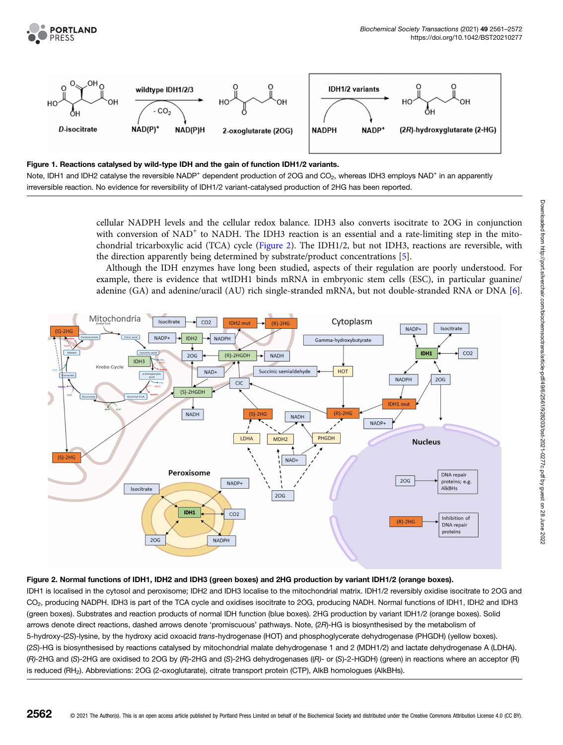**Figure 1. Reactions catalysed by wild-type IDH and the gain of function IDH1/2 variants.**

Note, IDH1 and IDH2 catalyse the reversible $NADP^+$ dependent production of 2OG and $CO_2$, whereas IDH3 employs $NAD^+$ in an apparently irreversible reaction. No evidence for reversibility of IDH1/2 variant-catalysed production of 2HG has been reported.

cellular NADPH levels and the cellular redox balance. IDH3 also converts isocitrate to 2OG in conjunction with conversion of $NAD^+$ to NADH. The IDH3 reaction is an essential and a rate-limiting step in the mitochondrial tricarboxylic acid (TCA) cycle (Figure 2). The IDH1/2, but not IDH3, reactions are reversible, with the direction apparently being determined by substrate/product concentrations [5].

Although the IDH enzymes have long been studied, aspects of their regulation are poorly understood. For example, there is evidence that wtIDH1 binds mRNA in embryonic stem cells (ESC), in particular guanine/adenine (GA) and adenine/uracil (AU) rich single-stranded mRNA, but not double-stranded RNA or DNA [6].

**Figure 2. Normal functions of IDH1, IDH2 and IDH3 (green boxes) and 2HG production by variant IDH1/2 (orange boxes).**

IDH1 is localised in the cytosol and peroxisome; IDH2 and IDH3 localise to the mitochondrial matrix. IDH1/2 reversibly oxidise isocitrate to 2OG and $CO_2$, producing NADPH. IDH3 is part of the TCA cycle and oxidises isocitrate to 2OG, producing NADH. Normal functions of IDH1, IDH2 and IDH3 (green boxes). Substrates and reaction products of normal IDH function (blue boxes). 2HG production by variant IDH1/2 (orange boxes). Solid arrows denote direct reactions, dashed arrows denote 'promiscuous' pathways. Note, (2*R*)-HG is biosynthesised by the metabolism of 5-hydroxy-(2*S*)-lysine, by the hydroxy acid oxoacid *trans*-hydrogenase (HOT) and phosphoglycerate dehydrogenase (PHGDH) (yellow boxes). (2*S*)-HG is biosynthesised by reactions catalysed by mitochondrial malate dehydrogenase 1 and 2 (MDH1/2) and lactate dehydrogenase A (LDHA). (*R*)-2HG and (S)-2HG are oxidised to 2OG by (*R*)-2HG and (S)-2HG dehydrogenases ((*R*)- or (S)-2-HGDH) (green) in reactions where an acceptor (R) is reduced ($RH_2$). Abbreviations: 2OG (2-oxoglutarate), citrate transport protein (CTP), AlkB homologues (AlkBHs).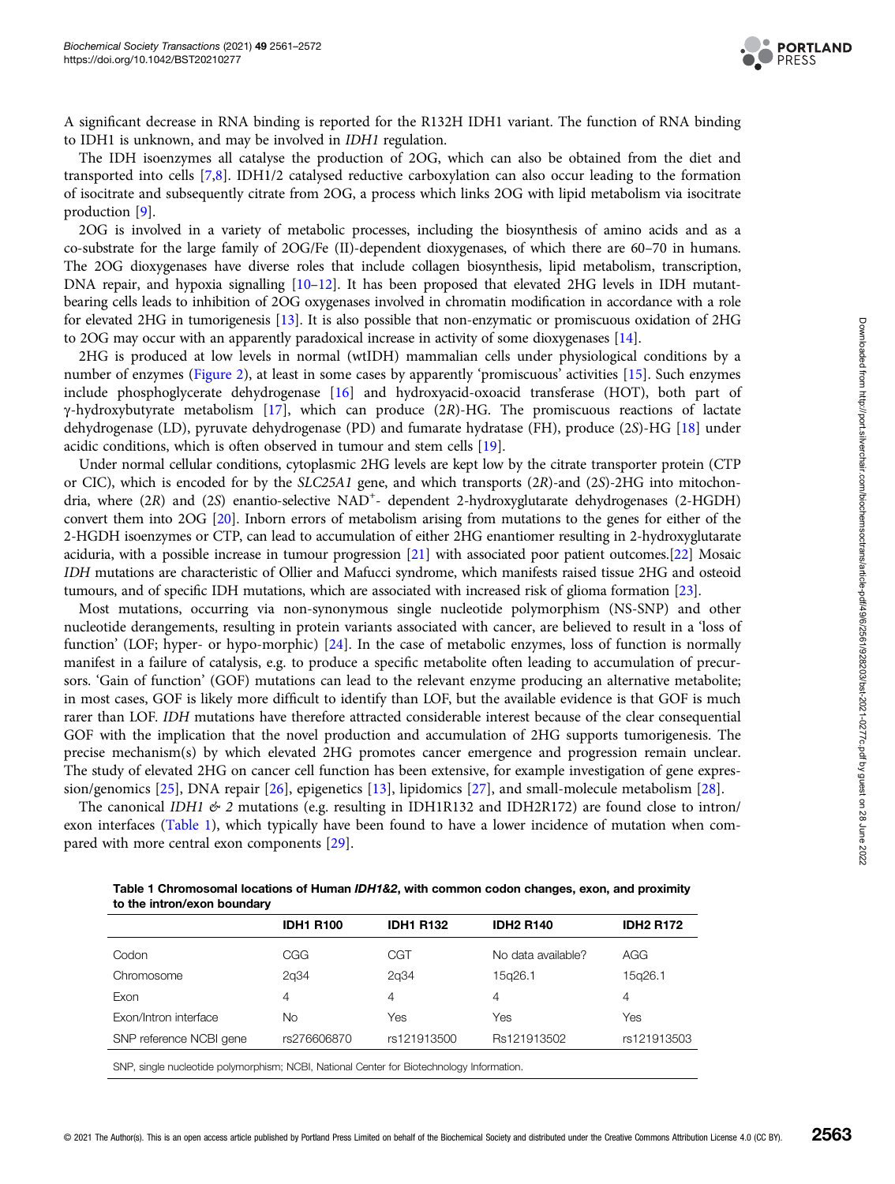A significant decrease in RNA binding is reported for the R132H IDH1 variant. The function of RNA binding to IDH1 is unknown, and may be involved in *IDH1* regulation.

The IDH isoenzymes all catalyse the production of 2OG, which can also be obtained from the diet and transported into cells [7,8]. IDH1/2 catalysed reductive carboxylation can also occur leading to the formation of isocitrate and subsequently citrate from 2OG, a process which links 2OG with lipid metabolism via isocitrate production [9].

2OG is involved in a variety of metabolic processes, including the biosynthesis of amino acids and as a co-substrate for the large family of 2OG/Fe (II)-dependent dioxygenases, of which there are 60–70 in humans. The 2OG dioxygenases have diverse roles that include collagen biosynthesis, lipid metabolism, transcription, DNA repair, and hypoxia signalling [10–12]. It has been proposed that elevated 2HG levels in IDH mutant-bearing cells leads to inhibition of 2OG oxygenases involved in chromatin modification in accordance with a role for elevated 2HG in tumorigenesis [13]. It is also possible that non-enzymatic or promiscuous oxidation of 2HG to 2OG may occur with an apparently paradoxical increase in activity of some dioxygenases [14].

2HG is produced at low levels in normal (wtIDH) mammalian cells under physiological conditions by a number of enzymes (Figure 2), at least in some cases by apparently 'promiscuous' activities [15]. Such enzymes include phosphoglycerate dehydrogenase [16] and hydroxyacid-oxoacid transferase (HOT), both part of γ-hydroxybutyrate metabolism [17], which can produce (2*R*)-HG. The promiscuous reactions of lactate dehydrogenase (LD), pyruvate dehydrogenase (PD) and fumarate hydratase (FH), produce (2*S*)-HG [18] under acidic conditions, which is often observed in tumour and stem cells [19].

Under normal cellular conditions, cytoplasmic 2HG levels are kept low by the citrate transporter protein (CTP or CIC), which is encoded for by the *SLC25A1* gene, and which transports (2*R*)-and (2*S*)-2HG into mitochondria, where (2*R*) and (2*S*) enantio-selective $NAD^+$- dependent 2-hydroxyglutarate dehydrogenases (2-HGDH) convert them into 2OG [20]. Inborn errors of metabolism arising from mutations to the genes for either of the 2-HGDH isoenzymes or CTP, can lead to accumulation of either 2HG enantiomer resulting in 2-hydroxyglutarate aciduria, with a possible increase in tumour progression [21] with associated poor patient outcomes.[22] Mosaic *IDH* mutations are characteristic of Ollier and Mafucci syndrome, which manifests raised tissue 2HG and osteoid tumours, and of specific IDH mutations, which are associated with increased risk of glioma formation [23].

Most mutations, occurring via non-synonymous single nucleotide polymorphism (NS-SNP) and other nucleotide derangements, resulting in protein variants associated with cancer, are believed to result in a 'loss of function' (LOF; hyper- or hypo-morphic) [24]. In the case of metabolic enzymes, loss of function is normally manifest in a failure of catalysis, e.g. to produce a specific metabolite often leading to accumulation of precursors. 'Gain of function' (GOF) mutations can lead to the relevant enzyme producing an alternative metabolite; in most cases, GOF is likely more difficult to identify than LOF, but the available evidence is that GOF is much rarer than LOF. *IDH* mutations have therefore attracted considerable interest because of the clear consequential GOF with the implication that the novel production and accumulation of 2HG supports tumorigenesis. The precise mechanism(s) by which elevated 2HG promotes cancer emergence and progression remain unclear. The study of elevated 2HG on cancer cell function has been extensive, for example investigation of gene expression/genomics [25], DNA repair [26], epigenetics [13], lipidomics [27], and small-molecule metabolism [28].

The canonical *IDH1 & 2* mutations (e.g. resulting in IDH1R132 and IDH2R172) are found close to intron/exon interfaces (Table 1), which typically have been found to have a lower incidence of mutation when compared with more central exon components [29].

**Table 1 Chromosomal locations of Human *IDH1&2*, with common codon changes, exon, and proximity to the intron/exon boundary**

| | IDH1 R100 | IDH1 R132 | IDH2 R140 | IDH2 R172 |
|---|---|---|---|---|
| Codon | CGG | CGT | No data available? | AGG |
| Chromosome | 2q34 | 2q34 | 15q26.1 | 15q26.1 |
| Exon | 4 | 4 | 4 | 4 |
| Exon/Intron interface | No | Yes | Yes | Yes |
| SNP reference NCBI gene | rs276606870 | rs121913500 | Rs121913502 | rs121913503 |

SNP, single nucleotide polymorphism; NCBI, National Center for Biotechnology Information.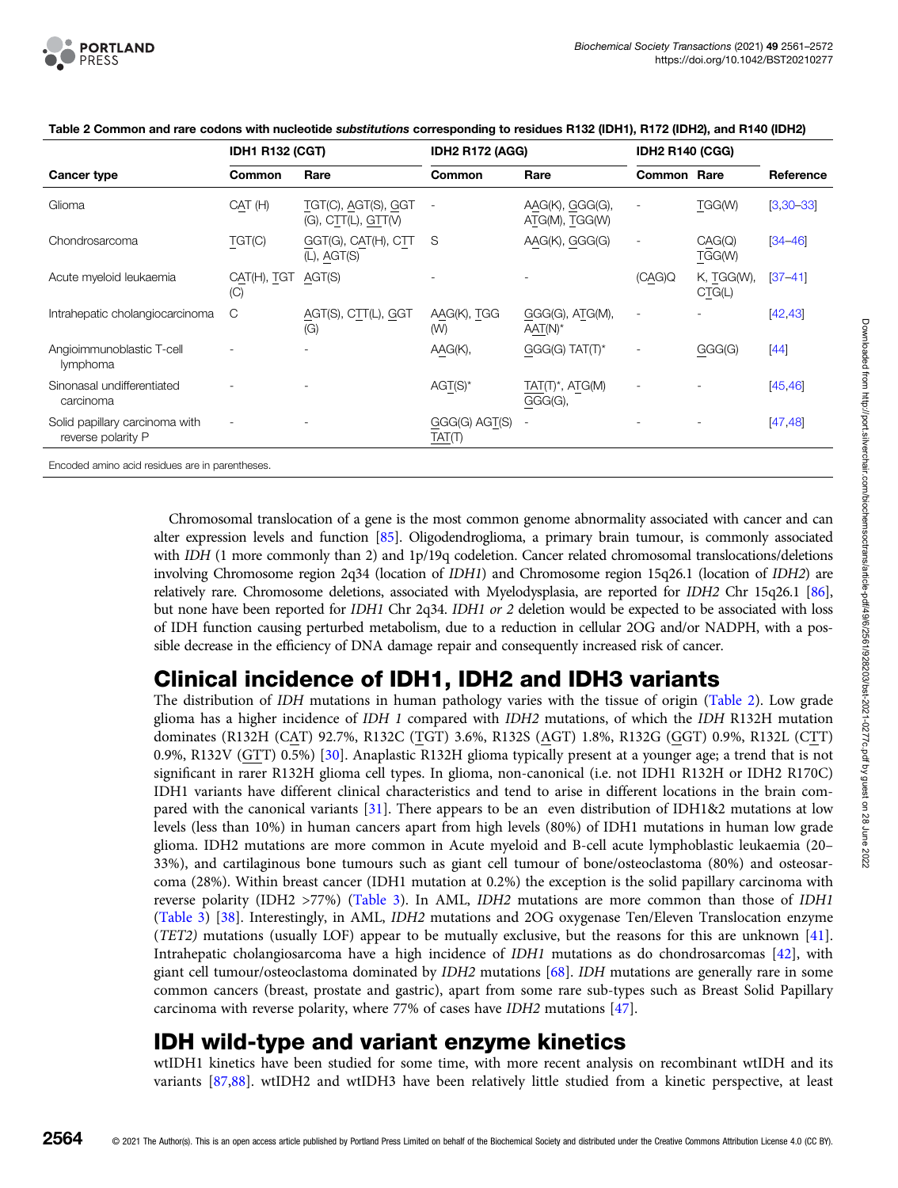**Table 2 Common and rare codons with nucleotide *substitutions* corresponding to residues R132 (IDH1), R172 (IDH2), and R140 (IDH2)**

| Cancer type | IDH1 R132 (CGT) | | IDH2 R172 (AGG) | | IDH2 R140 (CGG) | | Reference |
|---|---|---|---|---|---|---|---|
| | Common | Rare | Common | Rare | Common | Rare | |
| Glioma | CAT (H) | TGT(C), AGT(S), GGT (G), CTT(L), GTT(V) | - | AAG(K), GGG(G), ATG(M), TGG(W) | - | TGG(W) | [3,30–33] |
| Chondrosarcoma | TGT(C) | GGT(G), CAT(H), CTT (L), AGT(S) | S | AAG(K), GGG(G) | - | CAG(Q) TGG(W) | [34–46] |
| Acute myeloid leukaemia | CAT(H), TGT (C) | AGT(S) | - | - | (CAG)Q | K, TGG(W), CTG(L) | [37–41] |
| Intrahepatic cholangiocarcinoma | C | AGT(S), CTT(L), GGT (G) | AAG(K), TGG (W) | GGG(G), ATG(M), AAT(N)* | - | - | [42,43] |
| Angioimmunoblastic T-cell lymphoma | - | - | AAG(K), | GGG(G) TAT(T)* | - | GGG(G) | [44] |
| Sinonasal undifferentiated carcinoma | - | - | AGT(S)* | TAT(T)*, ATG(M) GGG(G), | - | - | [45,46] |
| Solid papillary carcinoma with reverse polarity P | - | - | GGG(G) AGT(S) TAT(T) | - | - | - | [47,48] |

Encoded amino acid residues are in parentheses.

Chromosomal translocation of a gene is the most common genome abnormality associated with cancer and can alter expression levels and function [85]. Oligodendroglioma, a primary brain tumour, is commonly associated with *IDH* (1 more commonly than 2) and 1p/19q codeletion. Cancer related chromosomal translocations/deletions involving Chromosome region 2q34 (location of *IDH1*) and Chromosome region 15q26.1 (location of *IDH2*) are relatively rare. Chromosome deletions, associated with Myelodysplasia, are reported for *IDH2* Chr 15q26.1 [86], but none have been reported for *IDH1* Chr 2q34. *IDH1 or 2* deletion would be expected to be associated with loss of IDH function causing perturbed metabolism, due to a reduction in cellular 2OG and/or NADPH, with a possible decrease in the efficiency of DNA damage repair and consequently increased risk of cancer.

## Clinical incidence of IDH1, IDH2 and IDH3 variants

The distribution of *IDH* mutations in human pathology varies with the tissue of origin (Table 2). Low grade glioma has a higher incidence of *IDH 1* compared with *IDH2* mutations, of which the *IDH* R132H mutation dominates (R132H (CAT) 92.7%, R132C (TGT) 3.6%, R132S (AGT) 1.8%, R132G (GGT) 0.9%, R132L (CTT) 0.9%, R132V (GTT) 0.5%) [30]. Anaplastic R132H glioma typically present at a younger age; a trend that is not significant in rarer R132H glioma cell types. In glioma, non-canonical (i.e. not IDH1 R132H or IDH2 R170C) IDH1 variants have different clinical characteristics and tend to arise in different locations in the brain compared with the canonical variants [31]. There appears to be an even distribution of IDH1&2 mutations at low levels (less than 10%) in human cancers apart from high levels (80%) of IDH1 mutations in human low grade glioma. IDH2 mutations are more common in Acute myeloid and B-cell acute lymphoblastic leukaemia (20–33%), and cartilaginous bone tumours such as giant cell tumour of bone/osteoclastoma (80%) and osteosarcoma (28%). Within breast cancer (IDH1 mutation at 0.2%) the exception is the solid papillary carcinoma with reverse polarity (IDH2 >77%) (Table 3). In AML, *IDH2* mutations are more common than those of *IDH1* (Table 3) [38]. Interestingly, in AML, *IDH2* mutations and 2OG oxygenase Ten/Eleven Translocation enzyme (*TET2)* mutations (usually LOF) appear to be mutually exclusive, but the reasons for this are unknown [41]. Intrahepatic cholangiosarcoma have a high incidence of *IDH1* mutations as do chondrosarcomas [42], with giant cell tumour/osteoclastoma dominated by *IDH2* mutations [68]. *IDH* mutations are generally rare in some common cancers (breast, prostate and gastric), apart from some rare sub-types such as Breast Solid Papillary carcinoma with reverse polarity, where 77% of cases have *IDH2* mutations [47].

## IDH wild-type and variant enzyme kinetics

wtIDH1 kinetics have been studied for some time, with more recent analysis on recombinant wtIDH and its variants [87,88]. wtIDH2 and wtIDH3 have been relatively little studied from a kinetic perspective, at least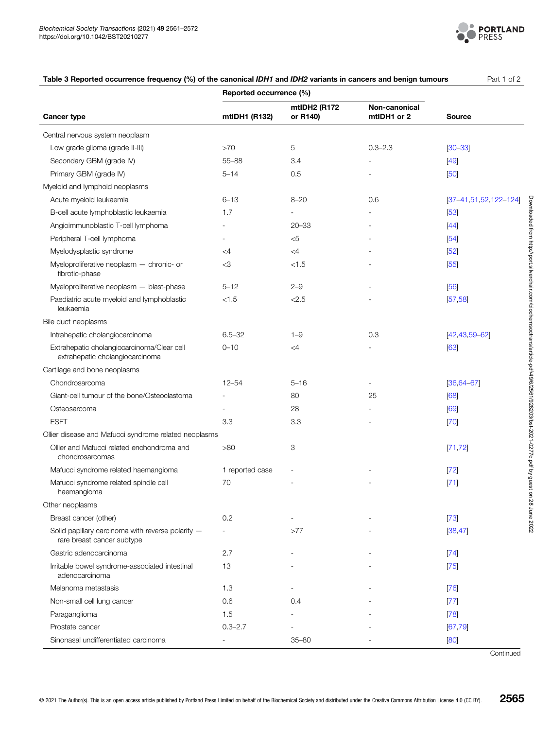**Table 3 Reported occurrence frequency (%) of the canonical *IDH1* and *IDH2* variants in cancers and benign tumours** Part 1 of 2

| Cancer type | Reported occurrence (%) | | | Source |
|---|---|---|---|---|
| | mtIDH1 (R132) | mtIDH2 (R172 or R140) | Non-canonical mtIDH1 or 2 | |
| Central nervous system neoplasm | | | | |
| Low grade glioma (grade II-III) | >70 | 5 | 0.3–2.3 | [30–33] |
| Secondary GBM (grade IV) | 55–88 | 3.4 | - | [49] |
| Primary GBM (grade IV) | 5–14 | 0.5 | - | [50] |
| Myeloid and lymphoid neoplasms | | | | |
| Acute myeloid leukaemia | 6–13 | 8–20 | 0.6 | [37–41,51,52,122–124] |
| B-cell acute lymphoblastic leukaemia | 1.7 | - | - | [53] |
| Angioimmunoblastic T-cell lymphoma | - | 20–33 | - | [44] |
| Peripheral T-cell lymphoma | - | <5 | - | [54] |
| Myelodysplastic syndrome | <4 | <4 | - | [52] |
| Myeloproliferative neoplasm — chronic- or fibrotic-phase | <3 | <1.5 | - | [55] |
| Myeloproliferative neoplasm — blast-phase | 5–12 | 2–9 | - | [56] |
| Paediatric acute myeloid and lymphoblastic leukaemia | <1.5 | <2.5 | - | [57,58] |
| Bile duct neoplasms | | | | |
| Intrahepatic cholangiocarcinoma | 6.5–32 | 1–9 | 0.3 | [42,43,59–62] |
| Extrahepatic cholangiocarcinoma/Clear cell extrahepatic cholangiocarcinoma | 0–10 | <4 | - | [63] |
| Cartilage and bone neoplasms | | | | |
| Chondrosarcoma | 12–54 | 5–16 | - | [36,64–67] |
| Giant-cell tumour of the bone/Osteoclastoma | - | 80 | 25 | [68] |
| Osteosarcoma | - | 28 | - | [69] |
| ESFT | 3.3 | 3.3 | - | [70] |
| Ollier disease and Mafucci syndrome related neoplasms | | | | |
| Ollier and Mafucci related enchondroma and chondrosarcomas | >80 | 3 | | [71,72] |
| Mafucci syndrome related haemangioma | 1 reported case | - | - | [72] |
| Mafucci syndrome related spindle cell haemangioma | 70 | - | - | [71] |
| Other neoplasms | | | | |
| Breast cancer (other) | 0.2 | - | - | [73] |
| Solid papillary carcinoma with reverse polarity — rare breast cancer subtype | - | >77 | - | [38,47] |
| Gastric adenocarcinoma | 2.7 | - | - | [74] |
| Irritable bowel syndrome-associated intestinal adenocarcinoma | 13 | - | - | [75] |
| Melanoma metastasis | 1.3 | - | - | [76] |
| Non-small cell lung cancer | 0.6 | 0.4 | - | [77] |
| Paraganglioma | 1.5 | - | - | [78] |
| Prostate cancer | 0.3–2.7 | - | - | [67,79] |
| Sinonasal undifferentiated carcinoma | - | 35–80 | - | [80] |

Continued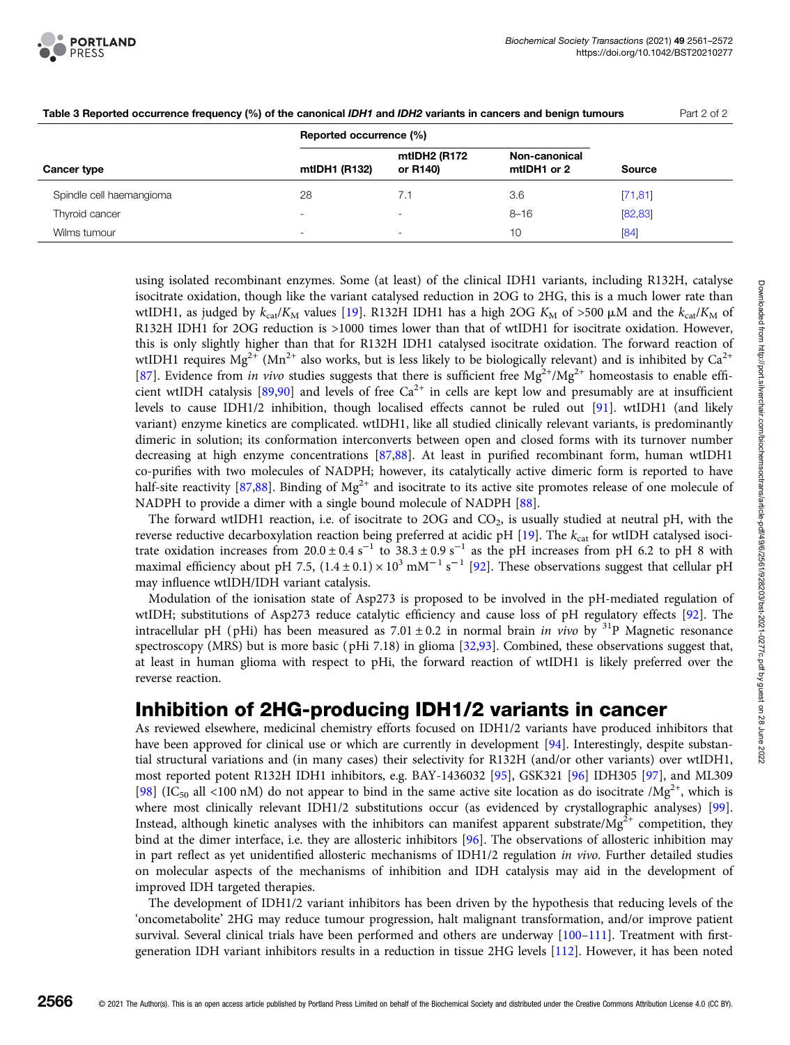**Table 3 Reported occurrence frequency (%) of the canonical *IDH1* and *IDH2* variants in cancers and benign tumours** Part 2 of 2

| Cancer type | Reported occurrence (%) | | | Source |
|---|---|---|---|---|
| | mtIDH1 (R132) | mtIDH2 (R172 or R140) | Non-canonical mtIDH1 or 2 | |
| Spindle cell haemangioma | 28 | 7.1 | 3.6 | [71,81] |
| Thyroid cancer | - | - | 8–16 | [82,83] |
| Wilms tumour | - | - | 10 | [84] |

using isolated recombinant enzymes. Some (at least) of the clinical IDH1 variants, including R132H, catalyse isocitrate oxidation, though like the variant catalysed reduction in 2OG to 2HG, this is a much lower rate than wtIDH1, as judged by $k_{cat}/K_M$ values [19]. R132H IDH1 has a high 2OG $K_M$ of >500 μM and the $k_{cat}/K_M$ of R132H IDH1 for 2OG reduction is >1000 times lower than that of wtIDH1 for isocitrate oxidation. However, this is only slightly higher than that for R132H IDH1 catalysed isocitrate oxidation. The forward reaction of wtIDH1 requires $Mg^{2+}$ ($Mn^{2+}$ also works, but is less likely to be biologically relevant) and is inhibited by $Ca^{2+}$ [87]. Evidence from *in vivo* studies suggests that there is sufficient free $Mg^{2+}/Mg^{2+}$ homeostasis to enable efficient wtIDH catalysis [89,90] and levels of free $Ca^{2+}$ in cells are kept low and presumably are at insufficient levels to cause IDH1/2 inhibition, though localised effects cannot be ruled out [91]. wtIDH1 (and likely variant) enzyme kinetics are complicated. wtIDH1, like all studied clinically relevant variants, is predominantly dimeric in solution; its conformation interconverts between open and closed forms with its turnover number decreasing at high enzyme concentrations [87,88]. At least in purified recombinant form, human wtIDH1 co-purifies with two molecules of NADPH; however, its catalytically active dimeric form is reported to have half-site reactivity [87,88]. Binding of $Mg^{2+}$ and isocitrate to its active site promotes release of one molecule of NADPH to provide a dimer with a single bound molecule of NADPH [88].

The forward wtIDH1 reaction, i.e. of isocitrate to 2OG and $CO_2$, is usually studied at neutral pH, with the reverse reductive decarboxylation reaction being preferred at acidic pH [19]. The $k_{cat}$ for wtIDH catalysed isocitrate oxidation increases from $20.0 \pm 0.4\ s^{-1}$ to $38.3 \pm 0.9\ s^{-1}$ as the pH increases from pH 6.2 to pH 8 with maximal efficiency about pH 7.5, $(1.4 \pm 0.1) \times 10^3\ mM^{-1}\ s^{-1}$ [92]. These observations suggest that cellular pH may influence wtIDH/IDH variant catalysis.

Modulation of the ionisation state of Asp273 is proposed to be involved in the pH-mediated regulation of wtIDH; substitutions of Asp273 reduce catalytic efficiency and cause loss of pH regulatory effects [92]. The intracellular pH (pHi) has been measured as $7.01 \pm 0.2$ in normal brain *in vivo* by $^{31}P$ Magnetic resonance spectroscopy (MRS) but is more basic (pHi 7.18) in glioma [32,93]. Combined, these observations suggest that, at least in human glioma with respect to pHi, the forward reaction of wtIDH1 is likely preferred over the reverse reaction.

## Inhibition of 2HG-producing IDH1/2 variants in cancer

As reviewed elsewhere, medicinal chemistry efforts focused on IDH1/2 variants have produced inhibitors that have been approved for clinical use or which are currently in development [94]. Interestingly, despite substantial structural variations and (in many cases) their selectivity for R132H (and/or other variants) over wtIDH1, most reported potent R132H IDH1 inhibitors, e.g. BAY-1436032 [95], GSK321 [96] IDH305 [97], and ML309 [98] ($IC_{50}$ all <100 nM) do not appear to bind in the same active site location as do isocitrate /$Mg^{2+}$, which is where most clinically relevant IDH1/2 substitutions occur (as evidenced by crystallographic analyses) [99]. Instead, although kinetic analyses with the inhibitors can manifest apparent substrate/$Mg^{2+}$ competition, they bind at the dimer interface, i.e. they are allosteric inhibitors [96]. The observations of allosteric inhibition may in part reflect as yet unidentified allosteric mechanisms of IDH1/2 regulation *in vivo*. Further detailed studies on molecular aspects of the mechanisms of inhibition and IDH catalysis may aid in the development of improved IDH targeted therapies.

The development of IDH1/2 variant inhibitors has been driven by the hypothesis that reducing levels of the 'oncometabolite' 2HG may reduce tumour progression, halt malignant transformation, and/or improve patient survival. Several clinical trials have been performed and others are underway [100–111]. Treatment with first-generation IDH variant inhibitors results in a reduction in tissue 2HG levels [112]. However, it has been noted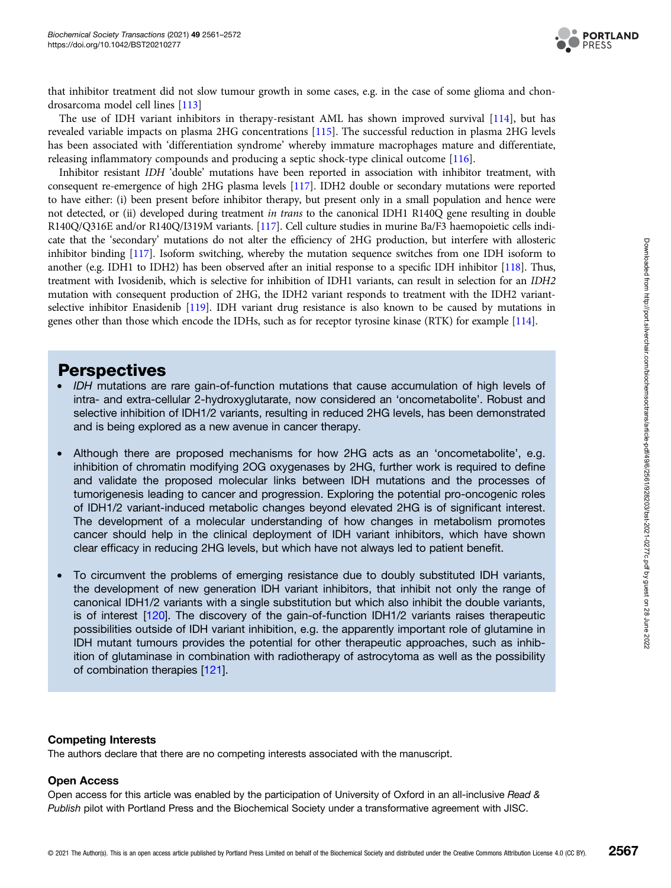that inhibitor treatment did not slow tumour growth in some cases, e.g. in the case of some glioma and chondrosarcoma model cell lines [113]

The use of IDH variant inhibitors in therapy-resistant AML has shown improved survival [114], but has revealed variable impacts on plasma 2HG concentrations [115]. The successful reduction in plasma 2HG levels has been associated with 'differentiation syndrome' whereby immature macrophages mature and differentiate, releasing inflammatory compounds and producing a septic shock-type clinical outcome [116].

Inhibitor resistant *IDH* 'double' mutations have been reported in association with inhibitor treatment, with consequent re-emergence of high 2HG plasma levels [117]. IDH2 double or secondary mutations were reported to have either: (i) been present before inhibitor therapy, but present only in a small population and hence were not detected, or (ii) developed during treatment *in trans* to the canonical IDH1 R140Q gene resulting in double R140Q/Q316E and/or R140Q/I319M variants. [117]. Cell culture studies in murine Ba/F3 haemopoietic cells indicate that the 'secondary' mutations do not alter the efficiency of 2HG production, but interfere with allosteric inhibitor binding [117]. Isoform switching, whereby the mutation sequence switches from one IDH isoform to another (e.g. IDH1 to IDH2) has been observed after an initial response to a specific IDH inhibitor [118]. Thus, treatment with Ivosidenib, which is selective for inhibition of IDH1 variants, can result in selection for an *IDH2* mutation with consequent production of 2HG, the IDH2 variant responds to treatment with the IDH2 variant-selective inhibitor Enasidenib [119]. IDH variant drug resistance is also known to be caused by mutations in genes other than those which encode the IDHs, such as for receptor tyrosine kinase (RTK) for example [114].

## Perspectives

- *IDH* mutations are rare gain-of-function mutations that cause accumulation of high levels of intra- and extra-cellular 2-hydroxyglutarate, now considered an 'oncometabolite'. Robust and selective inhibition of IDH1/2 variants, resulting in reduced 2HG levels, has been demonstrated and is being explored as a new avenue in cancer therapy.
- Although there are proposed mechanisms for how 2HG acts as an 'oncometabolite', e.g. inhibition of chromatin modifying 2OG oxygenases by 2HG, further work is required to define and validate the proposed molecular links between IDH mutations and the processes of tumorigenesis leading to cancer and progression. Exploring the potential pro-oncogenic roles of IDH1/2 variant-induced metabolic changes beyond elevated 2HG is of significant interest. The development of a molecular understanding of how changes in metabolism promotes cancer should help in the clinical deployment of IDH variant inhibitors, which have shown clear efficacy in reducing 2HG levels, but which have not always led to patient benefit.
- To circumvent the problems of emerging resistance due to doubly substituted IDH variants, the development of new generation IDH variant inhibitors, that inhibit not only the range of canonical IDH1/2 variants with a single substitution but which also inhibit the double variants, is of interest [120]. The discovery of the gain-of-function IDH1/2 variants raises therapeutic possibilities outside of IDH variant inhibition, e.g. the apparently important role of glutamine in IDH mutant tumours provides the potential for other therapeutic approaches, such as inhibition of glutaminase in combination with radiotherapy of astrocytoma as well as the possibility of combination therapies [121].

### Competing Interests

The authors declare that there are no competing interests associated with the manuscript.

### Open Access

Open access for this article was enabled by the participation of University of Oxford in an all-inclusive *Read & Publish* pilot with Portland Press and the Biochemical Society under a transformative agreement with JISC.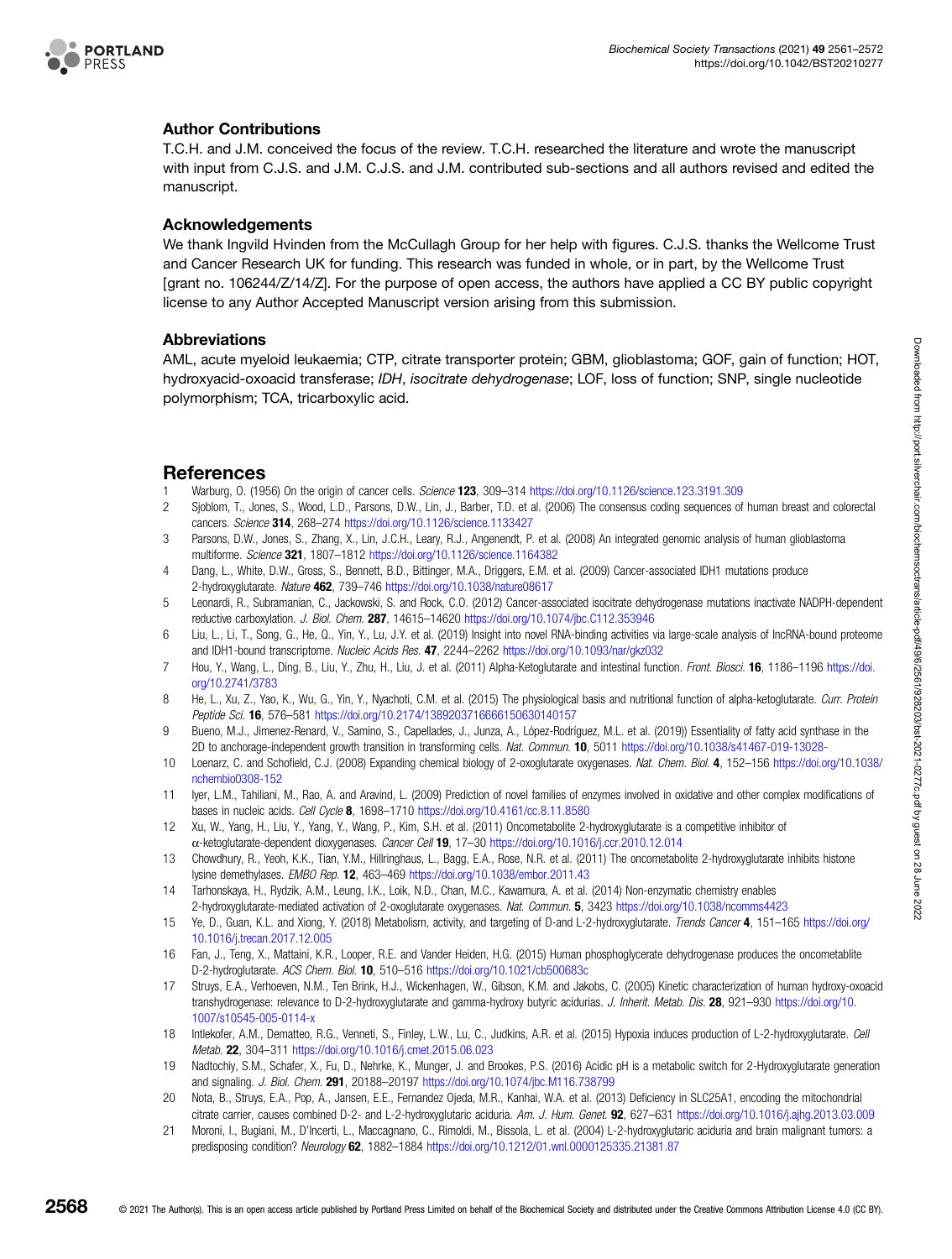## Author Contributions

T.C.H. and J.M. conceived the focus of the review. T.C.H. researched the literature and wrote the manuscript with input from C.J.S. and J.M. C.J.S. and J.M. contributed sub-sections and all authors revised and edited the manuscript.

## Acknowledgements

We thank Ingvild Hvinden from the McCullagh Group for her help with figures. C.J.S. thanks the Wellcome Trust and Cancer Research UK for funding. This research was funded in whole, or in part, by the Wellcome Trust [grant no. 106244/Z/14/Z]. For the purpose of open access, the authors have applied a CC BY public copyright license to any Author Accepted Manuscript version arising from this submission.

## Abbreviations

AML, acute myeloid leukaemia; CTP, citrate transporter protein; GBM, glioblastoma; GOF, gain of function; HOT, hydroxyacid-oxoacid transferase; *IDH*, *isocitrate dehydrogenase*; LOF, loss of function; SNP, single nucleotide polymorphism; TCA, tricarboxylic acid.

## References

1. Warburg, O. (1956) On the origin of cancer cells. *Science* **123**, 309–314 https://doi.org/10.1126/science.123.3191.309
2. Sjoblom, T., Jones, S., Wood, L.D., Parsons, D.W., Lin, J., Barber, T.D. et al. (2006) The consensus coding sequences of human breast and colorectal cancers. *Science* **314**, 268–274 https://doi.org/10.1126/science.1133427
3. Parsons, D.W., Jones, S., Zhang, X., Lin, J.C.H., Leary, R.J., Angenendt, P. et al. (2008) An integrated genomic analysis of human glioblastoma multiforme. *Science* **321**, 1807–1812 https://doi.org/10.1126/science.1164382
4. Dang, L., White, D.W., Gross, S., Bennett, B.D., Bittinger, M.A., Driggers, E.M. et al. (2009) Cancer-associated IDH1 mutations produce 2-hydroxyglutarate. *Nature* **462**, 739–746 https://doi.org/10.1038/nature08617
5. Leonardi, R., Subramanian, C., Jackowski, S. and Rock, C.O. (2012) Cancer-associated isocitrate dehydrogenase mutations inactivate NADPH-dependent reductive carboxylation. *J. Biol. Chem.* **287**, 14615–14620 https://doi.org/10.1074/jbc.C112.353946
6. Liu, L., Li, T., Song, G., He, Q., Yin, Y., Lu, J.Y. et al. (2019) Insight into novel RNA-binding activities via large-scale analysis of lncRNA-bound proteome and IDH1-bound transcriptome. *Nucleic Acids Res.* **47**, 2244–2262 https://doi.org/10.1093/nar/gkz032
7. Hou, Y., Wang, L., Ding, B., Liu, Y., Zhu, H., Liu, J. et al. (2011) Alpha-Ketoglutarate and intestinal function. *Front. Biosci.* **16**, 1186–1196 https://doi.org/10.2741/3783
8. He, L., Xu, Z., Yao, K., Wu, G., Yin, Y., Nyachoti, C.M. et al. (2015) The physiological basis and nutritional function of alpha-ketoglutarate. *Curr. Protein Peptide Sci.* **16**, 576–581 https://doi.org/10.2174/1389203716666150630140157
9. Bueno, M.J., Jimenez-Renard, V., Samino, S., Capellades, J., Junza, A., López-Rodríguez, M.L. et al. (2019)) Essentiality of fatty acid synthase in the 2D to anchorage-independent growth transition in transforming cells. *Nat. Commun.* **10**, 5011 https://doi.org/10.1038/s41467-019-13028-
10. Loenarz, C. and Schofield, C.J. (2008) Expanding chemical biology of 2-oxoglutarate oxygenases. *Nat. Chem. Biol.* **4**, 152–156 https://doi.org/10.1038/nchembio0308-152
11. Iyer, L.M., Tahiliani, M., Rao, A. and Aravind, L. (2009) Prediction of novel families of enzymes involved in oxidative and other complex modifications of bases in nucleic acids. *Cell Cycle* **8**, 1698–1710 https://doi.org/10.4161/cc.8.11.8580
12. Xu, W., Yang, H., Liu, Y., Yang, Y., Wang, P., Kim, S.H. et al. (2011) Oncometabolite 2-hydroxyglutarate is a competitive inhibitor of α-ketoglutarate-dependent dioxygenases. *Cancer Cell* **19**, 17–30 https://doi.org/10.1016/j.ccr.2010.12.014
13. Chowdhury, R., Yeoh, K.K., Tian, Y.M., Hillringhaus, L., Bagg, E.A., Rose, N.R. et al. (2011) The oncometabolite 2-hydroxyglutarate inhibits histone lysine demethylases. *EMBO Rep.* **12**, 463–469 https://doi.org/10.1038/embor.2011.43
14. Tarhonskaya, H., Rydzik, A.M., Leung, I.K., Loik, N.D., Chan, M.C., Kawamura, A. et al. (2014) Non-enzymatic chemistry enables 2-hydroxyglutarate-mediated activation of 2-oxoglutarate oxygenases. *Nat. Commun.* **5**, 3423 https://doi.org/10.1038/ncomms4423
15. Ye, D., Guan, K.L. and Xiong, Y. (2018) Metabolism, activity, and targeting of D-and L-2-hydroxyglutarate. *Trends Cancer* **4**, 151–165 https://doi.org/10.1016/j.trecan.2017.12.005
16. Fan, J., Teng, X., Mattaini, K.R., Looper, R.E. and Vander Heiden, H.G. (2015) Human phosphoglycerate dehydrogenase produces the oncometablite D-2-hydroglutarate. *ACS Chem. Biol.* **10**, 510–516 https://doi.org/10.1021/cb500683c
17. Struys, E.A., Verhoeven, N.M., Ten Brink, H.J., Wickenhagen, W., Gibson, K.M. and Jakobs, C. (2005) Kinetic characterization of human hydroxy-oxoacid transhydrogenase: relevance to D-2-hydroxyglutarate and gamma-hydroxy butyric acidurias. *J. Inherit. Metab. Dis.* **28**, 921–930 https://doi.org/10.1007/s10545-005-0114-x
18. Intlekofer, A.M., Dematteo, R.G., Venneti, S., Finley, L.W., Lu, C., Judkins, A.R. et al. (2015) Hypoxia induces production of L-2-hydroxyglutarate. *Cell Metab.* **22**, 304–311 https://doi.org/10.1016/j.cmet.2015.06.023
19. Nadtochiy, S.M., Schafer, X., Fu, D., Nehrke, K., Munger, J. and Brookes, P.S. (2016) Acidic pH is a metabolic switch for 2-Hydroxyglutarate generation and signaling. *J. Biol. Chem.* **291**, 20188–20197 https://doi.org/10.1074/jbc.M116.738799
20. Nota, B., Struys, E.A., Pop, A., Jansen, E.E., Fernandez Ojeda, M.R., Kanhai, W.A. et al. (2013) Deficiency in SLC25A1, encoding the mitochondrial citrate carrier, causes combined D-2- and L-2-hydroxyglutaric aciduria. *Am. J. Hum. Genet.* **92**, 627–631 https://doi.org/10.1016/j.ajhg.2013.03.009
21. Moroni, I., Bugiani, M., D'Incerti, L., Maccagnano, C., Rimoldi, M., Bissola, L. et al. (2004) L-2-hydroxyglutaric aciduria and brain malignant tumors: a predisposing condition? *Neurology* **62**, 1882–1884 https://doi.org/10.1212/01.wnl.0000125335.21381.87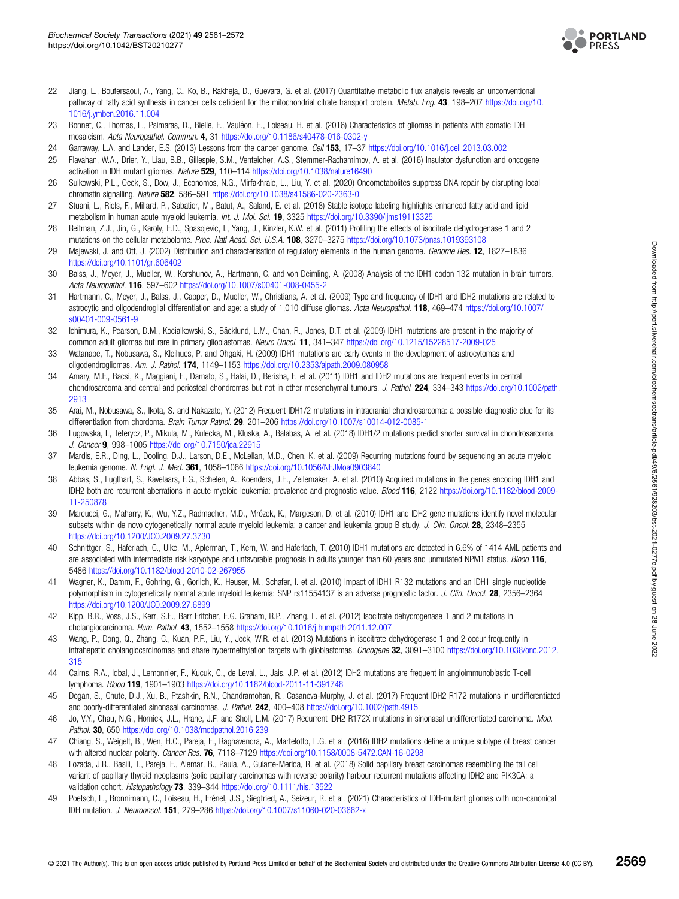22 Jiang, L., Boufersaoui, A., Yang, C., Ko, B., Rakheja, D., Guevara, G. et al. (2017) Quantitative metabolic flux analysis reveals an unconventional pathway of fatty acid synthesis in cancer cells deficient for the mitochondrial citrate transport protein. *Metab. Eng.* **43**, 198–207 https://doi.org/10.1016/j.ymben.2016.11.004

23 Bonnet, C., Thomas, L., Psimaras, D., Bielle, F., Vauléon, E., Loiseau, H. et al. (2016) Characteristics of gliomas in patients with somatic IDH mosaicism. *Acta Neuropathol. Commun.* **4**, 31 https://doi.org/10.1186/s40478-016-0302-y

24 Garraway, L.A. and Lander, E.S. (2013) Lessons from the cancer genome. *Cell* **153**, 17–37 https://doi.org/10.1016/j.cell.2013.03.002

25 Flavahan, W.A., Drier, Y., Liau, B.B., Gillespie, S.M., Venteicher, A.S., Stemmer-Rachamimov, A. et al. (2016) Insulator dysfunction and oncogene activation in IDH mutant gliomas. *Nature* **529**, 110–114 https://doi.org/10.1038/nature16490

26 Sulkowski, P.L., Oeck, S., Dow, J., Economos, N.G., Mirfakhraie, L., Liu, Y. et al. (2020) Oncometabolites suppress DNA repair by disrupting local chromatin signalling. *Nature* **582**, 586–591 https://doi.org/10.1038/s41586-020-2363-0

27 Stuani, L., Riols, F., Millard, P., Sabatier, M., Batut, A., Saland, E. et al. (2018) Stable isotope labeling highlights enhanced fatty acid and lipid metabolism in human acute myeloid leukemia. *Int. J. Mol. Sci.* **19**, 3325 https://doi.org/10.3390/ijms19113325

28 Reitman, Z.J., Jin, G., Karoly, E.D., Spasojevic, I., Yang, J., Kinzler, K.W. et al. (2011) Profiling the effects of isocitrate dehydrogenase 1 and 2 mutations on the cellular metabolome. *Proc. Natl Acad. Sci. U.S.A.* **108**, 3270–3275 https://doi.org/10.1073/pnas.1019393108

29 Majewski, J. and Ott, J. (2002) Distribution and characterisation of regulatory elements in the human genome. *Genome Res.* **12**, 1827–1836 https://doi.org/10.1101/gr.606402

30 Balss, J., Meyer, J., Mueller, W., Korshunov, A., Hartmann, C. and von Deimling, A. (2008) Analysis of the IDH1 codon 132 mutation in brain tumors. *Acta Neuropathol.* **116**, 597–602 https://doi.org/10.1007/s00401-008-0455-2

31 Hartmann, C., Meyer, J., Balss, J., Capper, D., Mueller, W., Christians, A. et al. (2009) Type and frequency of IDH1 and IDH2 mutations are related to astrocytic and oligodendroglial differentiation and age: a study of 1,010 diffuse gliomas. *Acta Neuropathol.* **118**, 469–474 https://doi.org/10.1007/s00401-009-0561-9

32 Ichimura, K., Pearson, D.M., Kocialkowski, S., Bäcklund, L.M., Chan, R., Jones, D.T. et al. (2009) IDH1 mutations are present in the majority of common adult gliomas but rare in primary glioblastomas. *Neuro Oncol.* **11**, 341–347 https://doi.org/10.1215/15228517-2009-025

33 Watanabe, T., Nobusawa, S., Kleihues, P. and Ohgaki, H. (2009) IDH1 mutations are early events in the development of astrocytomas and oligodendrogliomas. *Am. J. Pathol.* **174**, 1149–1153 https://doi.org/10.2353/ajpath.2009.080958

34 Amary, M.F., Bacsi, K., Maggiani, F., Damato, S., Halai, D., Berisha, F. et al. (2011) IDH1 and IDH2 mutations are frequent events in central chondrosarcoma and central and periosteal chondromas but not in other mesenchymal tumours. *J. Pathol.* **224**, 334–343 https://doi.org/10.1002/path.2913

35 Arai, M., Nobusawa, S., Ikota, S. and Nakazato, Y. (2012) Frequent IDH1/2 mutations in intracranial chondrosarcoma: a possible diagnostic clue for its differentiation from chordoma. *Brain Tumor Pathol.* **29**, 201–206 https://doi.org/10.1007/s10014-012-0085-1

36 Lugowska, I., Teterycz, P., Mikula, M., Kulecka, M., Kluska, A., Balabas, A. et al. (2018) IDH1/2 mutations predict shorter survival in chondrosarcoma. *J. Cancer* **9**, 998–1005 https://doi.org/10.7150/jca.22915

37 Mardis, E.R., Ding, L., Dooling, D.J., Larson, D.E., McLellan, M.D., Chen, K. et al. (2009) Recurring mutations found by sequencing an acute myeloid leukemia genome. *N. Engl. J. Med.* **361**, 1058–1066 https://doi.org/10.1056/NEJMoa0903840

38 Abbas, S., Lugthart, S., Kavelaars, F.G., Schelen, A., Koenders, J.E., Zeilemaker, A. et al. (2010) Acquired mutations in the genes encoding IDH1 and IDH2 both are recurrent aberrations in acute myeloid leukemia: prevalence and prognostic value. *Blood* **116**, 2122 https://doi.org/10.1182/blood-2009-11-250878

39 Marcucci, G., Maharry, K., Wu, Y.Z., Radmacher, M.D., Mrózek, K., Margeson, D. et al. (2010) IDH1 and IDH2 gene mutations identify novel molecular subsets within de novo cytogenetically normal acute myeloid leukemia: a cancer and leukemia group B study. *J. Clin. Oncol.* **28**, 2348–2355 https://doi.org/10.1200/JCO.2009.27.3730

40 Schnittger, S., Haferlach, C., Ulke, M., Alpermann, T., Kern, W. and Haferlach, T. (2010) IDH1 mutations are detected in 6.6% of 1414 AML patients and are associated with intermediate risk karyotype and unfavorable prognosis in adults younger than 60 years and unmutated NPM1 status. *Blood* **116**, 5486 https://doi.org/10.1182/blood-2010-02-267955

41 Wagner, K., Damm, F., Gohring, G., Gorlich, K., Heuser, M., Schafer, I. et al. (2010) Impact of IDH1 R132 mutations and an IDH1 single nucleotide polymorphism in cytogenetically normal acute myeloid leukemia: SNP rs11554137 is an adverse prognostic factor. *J. Clin. Oncol.* **28**, 2356–2364 https://doi.org/10.1200/JCO.2009.27.6899

42 Kipp, B.R., Voss, J.S., Kerr, S.E., Barr Fritcher, E.G. Graham, R.P., Zhang, L. et al. (2012) Isocitrate dehydrogenase 1 and 2 mutations in cholangiocarcinoma. *Hum. Pathol.* **43**, 1552–1558 https://doi.org/10.1016/j.humpath.2011.12.007

43 Wang, P., Dong, Q., Zhang, C., Kuan, P.F., Liu, Y., Jeck, W.R. et al. (2013) Mutations in isocitrate dehydrogenase 1 and 2 occur frequently in intrahepatic cholangiocarcinomas and share hypermethylation targets with glioblastomas. *Oncogene* **32**, 3091–3100 https://doi.org/10.1038/onc.2012.315

44 Cairns, R.A., Iqbal, J., Lemonnier, F., Kucuk, C., de Leval, L., Jais, J.P. et al. (2012) IDH2 mutations are frequent in angioimmunoblastic T-cell lymphoma. *Blood* **119**, 1901–1903 https://doi.org/10.1182/blood-2011-11-391748

45 Dogan, S., Chute, D.J., Xu, B., Ptashkin, R.N., Chandramohan, R., Casanova-Murphy, J. et al. (2017) Frequent IDH2 R172 mutations in undifferentiated and poorly-differentiated sinonasal carcinomas. *J. Pathol.* **242**, 400–408 https://doi.org/10.1002/path.4915

46 Jo, V.Y., Chau, N.G., Hornick, J.L., Hrane, J.F. and Sholl, L.M. (2017) Recurrent IDH2 R172X mutations in sinonasal undifferentiated carcinoma. *Mod. Pathol.* **30**, 650 https://doi.org/10.1038/modpathol.2016.239

47 Chiang, S., Weigelt, B., Wen, H.C., Pareja, F., Raghavendra, A., Martelotto, L.G. et al. (2016) IDH2 mutations define a unique subtype of breast cancer with altered nuclear polarity. *Cancer Res.* **76**, 7118–7129 https://doi.org/10.1158/0008-5472.CAN-16-0298

48 Lozada, J.R., Basili, T., Pareja, F., Alemar, B., Paula, A., Gularte-Merida, R. et al. (2018) Solid papillary breast carcinomas resembling the tall cell variant of papillary thyroid neoplasms (solid papillary carcinomas with reverse polarity) harbour recurrent mutations affecting IDH2 and PIK3CA: a validation cohort. *Histopathology* **73**, 339–344 https://doi.org/10.1111/his.13522

49 Poetsch, L., Bronnimann, C., Loiseau, H., Frénel, J.S., Siegfried, A., Seizeur, R. et al. (2021) Characteristics of IDH-mutant gliomas with non-canonical IDH mutation. *J. Neurooncol.* **151**, 279–286 https://doi.org/10.1007/s11060-020-03662-x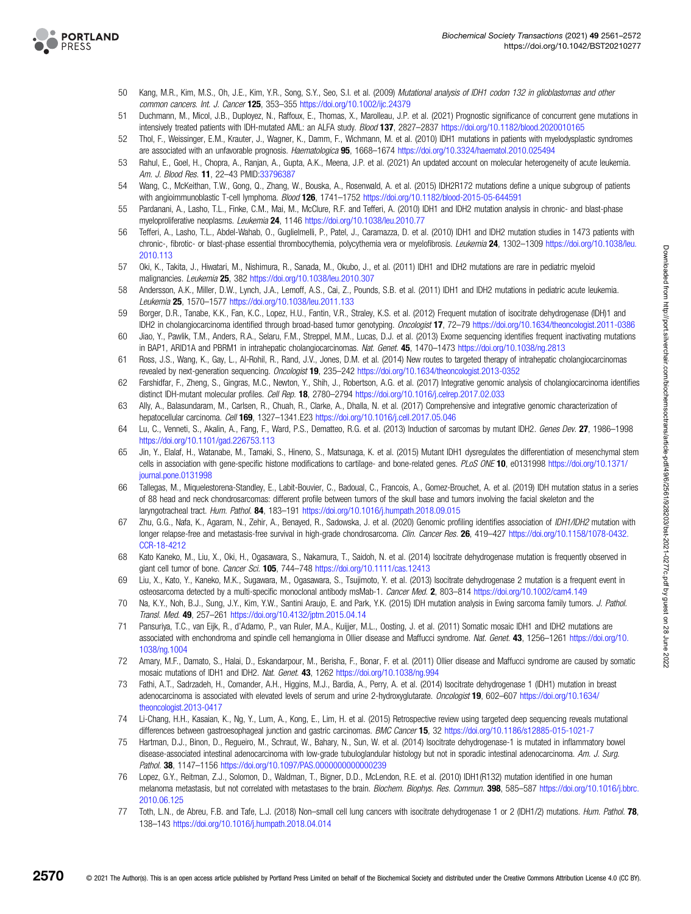50 Kang, M.R., Kim, M.S., Oh, J.E., Kim, Y.R., Song, S.Y., Seo, S.I. et al. (2009) *Mutational analysis of IDH1 codon 132 in glioblastomas and other common cancers. Int. J. Cancer* **125**, 353–355 https://doi.org/10.1002/ijc.24379

51 Duchmann, M., Micol, J.B., Duployez, N., Raffoux, E., Thomas, X., Marolleau, J.P. et al. (2021) Prognostic significance of concurrent gene mutations in intensively treated patients with IDH-mutated AML: an ALFA study. *Blood* **137**, 2827–2837 https://doi.org/10.1182/blood.2020010165

52 Thol, F., Weissinger, E.M., Krauter, J., Wagner, K., Damm, F., Wichmann, M. et al. (2010) IDH1 mutations in patients with myelodysplastic syndromes are associated with an unfavorable prognosis. *Haematologica* **95**, 1668–1674 https://doi.org/10.3324/haematol.2010.025494

53 Rahul, E., Goel, H., Chopra, A., Ranjan, A., Gupta, A.K., Meena, J.P. et al. (2021) An updated account on molecular heterogeneity of acute leukemia. *Am. J. Blood Res.* **11**, 22–43 PMID:33796387

54 Wang, C., McKeithan, T.W., Gong, Q., Zhang, W., Bouska, A., Rosenwald, A. et al. (2015) IDH2R172 mutations define a unique subgroup of patients with angioimmunoblastic T-cell lymphoma. *Blood* **126**, 1741–1752 https://doi.org/10.1182/blood-2015-05-644591

55 Pardanani, A., Lasho, T.L., Finke, C.M., Mai, M., McClure, R.F. and Tefferi, A. (2010) IDH1 and IDH2 mutation analysis in chronic- and blast-phase myeloproliferative neoplasms. *Leukemia* **24**, 1146 https://doi.org/10.1038/leu.2010.77

56 Tefferi, A., Lasho, T.L., Abdel-Wahab, O., Guglielmelli, P., Patel, J., Caramazza, D. et al. (2010) IDH1 and IDH2 mutation studies in 1473 patients with chronic-, fibrotic- or blast-phase essential thrombocythemia, polycythemia vera or myelofibrosis. *Leukemia* **24**, 1302–1309 https://doi.org/10.1038/leu.2010.113

57 Oki, K., Takita, J., Hiwatari, M., Nishimura, R., Sanada, M., Okubo, J., et al. (2011) IDH1 and IDH2 mutations are rare in pediatric myeloid malignancies. *Leukemia* **25**, 382 https://doi.org/10.1038/leu.2010.307

58 Andersson, A.K., Miller, D.W., Lynch, J.A., Lemoff, A.S., Cai, Z., Pounds, S.B. et al. (2011) IDH1 and IDH2 mutations in pediatric acute leukemia. *Leukemia* **25**, 1570–1577 https://doi.org/10.1038/leu.2011.133

59 Borger, D.R., Tanabe, K.K., Fan, K.C., Lopez, H.U., Fantin, V.R., Straley, K.S. et al. (2012) Frequent mutation of isocitrate dehydrogenase (IDH)1 and IDH2 in cholangiocarcinoma identified through broad-based tumor genotyping. *Oncologist* **17**, 72–79 https://doi.org/10.1634/theoncologist.2011-0386

60 Jiao, Y., Pawlik, T.M., Anders, R.A., Selaru, F.M., Streppel, M.M., Lucas, D.J. et al. (2013) Exome sequencing identifies frequent inactivating mutations in BAP1, ARID1A and PBRM1 in intrahepatic cholangiocarcinomas. *Nat. Genet.* **45**, 1470–1473 https://doi.org/10.1038/ng.2813

61 Ross, J.S., Wang, K., Gay, L., Al-Rohil, R., Rand, J.V., Jones, D.M. et al. (2014) New routes to targeted therapy of intrahepatic cholangiocarcinomas revealed by next-generation sequencing. *Oncologist* **19**, 235–242 https://doi.org/10.1634/theoncologist.2013-0352

62 Farshidfar, F., Zheng, S., Gingras, M.C., Newton, Y., Shih, J., Robertson, A.G. et al. (2017) Integrative genomic analysis of cholangiocarcinoma identifies distinct IDH-mutant molecular profiles. *Cell Rep.* **18**, 2780–2794 https://doi.org/10.1016/j.celrep.2017.02.033

63 Ally, A., Balasundaram, M., Carlsen, R., Chuah, R., Clarke, A., Dhalla, N. et al. (2017) Comprehensive and integrative genomic characterization of hepatocellular carcinoma. *Cell* **169**, 1327–1341.E23 https://doi.org/10.1016/j.cell.2017.05.046

64 Lu, C., Venneti, S., Akalin, A., Fang, F., Ward, P.S., Dematteo, R.G. et al. (2013) Induction of sarcomas by mutant IDH2. *Genes Dev.* **27**, 1986–1998 https://doi.org/10.1101/gad.226753.113

65 Jin, Y., Elalaf, H., Watanabe, M., Tamaki, S., Hineno, S., Matsunaga, K. et al. (2015) Mutant IDH1 dysregulates the differentiation of mesenchymal stem cells in association with gene-specific histone modifications to cartilage- and bone-related genes. *PLoS ONE* **10**, e0131998 https://doi.org/10.1371/journal.pone.0131998

66 Tallegas, M., Miquelestorena-Standley, E., Labit-Bouvier, C., Badoual, C., Francois, A., Gomez-Brouchet, A. et al. (2019) IDH mutation status in a series of 88 head and neck chondrosarcomas: different profile between tumors of the skull base and tumors involving the facial skeleton and the laryngotracheal tract. *Hum. Pathol.* **84**, 183–191 https://doi.org/10.1016/j.humpath.2018.09.015

67 Zhu, G.G., Nafa, K., Agaram, N., Zehir, A., Benayed, R., Sadowska, J. et al. (2020) Genomic profiling identifies association of *IDH1/IDH2* mutation with longer relapse-free and metastasis-free survival in high-grade chondrosarcoma. *Clin. Cancer Res.* **26**, 419–427 https://doi.org/10.1158/1078-0432.CCR-18-4212

68 Kato Kaneko, M., Liu, X., Oki, H., Ogasawara, S., Nakamura, T., Saidoh, N. et al. (2014) Isocitrate dehydrogenase mutation is frequently observed in giant cell tumor of bone. *Cancer Sci.* **105**, 744–748 https://doi.org/10.1111/cas.12413

69 Liu, X., Kato, Y., Kaneko, M.K., Sugawara, M., Ogasawara, S., Tsujimoto, Y. et al. (2013) Isocitrate dehydrogenase 2 mutation is a frequent event in osteosarcoma detected by a multi-specific monoclonal antibody msMab-1. *Cancer Med.* **2**, 803–814 https://doi.org/10.1002/cam4.149

70 Na, K.Y., Noh, B.J., Sung, J.Y., Kim, Y.W., Santini Araujo, E. and Park, Y.K. (2015) IDH mutation analysis in Ewing sarcoma family tumors. *J. Pathol. Transl. Med.* **49**, 257–261 https://doi.org/10.4132/jptm.2015.04.14

71 Pansuriya, T.C., van Eijk, R., d'Adamo, P., van Ruler, M.A., Kuijjer, M.L., Oosting, J. et al. (2011) Somatic mosaic IDH1 and IDH2 mutations are associated with enchondroma and spindle cell hemangioma in Ollier disease and Maffucci syndrome. *Nat. Genet.* **43**, 1256–1261 https://doi.org/10.1038/ng.1004

72 Amary, M.F., Damato, S., Halai, D., Eskandarpour, M., Berisha, F., Bonar, F. et al. (2011) Ollier disease and Maffucci syndrome are caused by somatic mosaic mutations of IDH1 and IDH2. *Nat. Genet.* **43**, 1262 https://doi.org/10.1038/ng.994

73 Fathi, A.T., Sadrzadeh, H., Comander, A.H., Higgins, M.J., Bardia, A., Perry, A. et al. (2014) Isocitrate dehydrogenase 1 (IDH1) mutation in breast adenocarcinoma is associated with elevated levels of serum and urine 2-hydroxyglutarate. *Oncologist* **19**, 602–607 https://doi.org/10.1634/theoncologist.2013-0417

74 Li-Chang, H.H., Kasaian, K., Ng, Y., Lum, A., Kong, E., Lim, H. et al. (2015) Retrospective review using targeted deep sequencing reveals mutational differences between gastroesophageal junction and gastric carcinomas. *BMC Cancer* **15**, 32 https://doi.org/10.1186/s12885-015-1021-7

75 Hartman, D.J., Binon, D., Regueiro, M., Schraut, W., Bahary, N., Sun, W. et al. (2014) Isocitrate dehydrogenase-1 is mutated in inflammatory bowel disease-associated intestinal adenocarcinoma with low-grade tubuloglandular histology but not in sporadic intestinal adenocarcinoma. *Am. J. Surg. Pathol.* **38**, 1147–1156 https://doi.org/10.1097/PAS.0000000000000239

76 Lopez, G.Y., Reitman, Z.J., Solomon, D., Waldman, T., Bigner, D.D., McLendon, R.E. et al. (2010) IDH1(R132) mutation identified in one human melanoma metastasis, but not correlated with metastases to the brain. *Biochem. Biophys. Res. Commun.* **398**, 585–587 https://doi.org/10.1016/j.bbrc.2010.06.125

77 Toth, L.N., de Abreu, F.B. and Tafe, L.J. (2018) Non–small cell lung cancers with isocitrate dehydrogenase 1 or 2 (IDH1/2) mutations. *Hum. Pathol.* **78**, 138–143 https://doi.org/10.1016/j.humpath.2018.04.014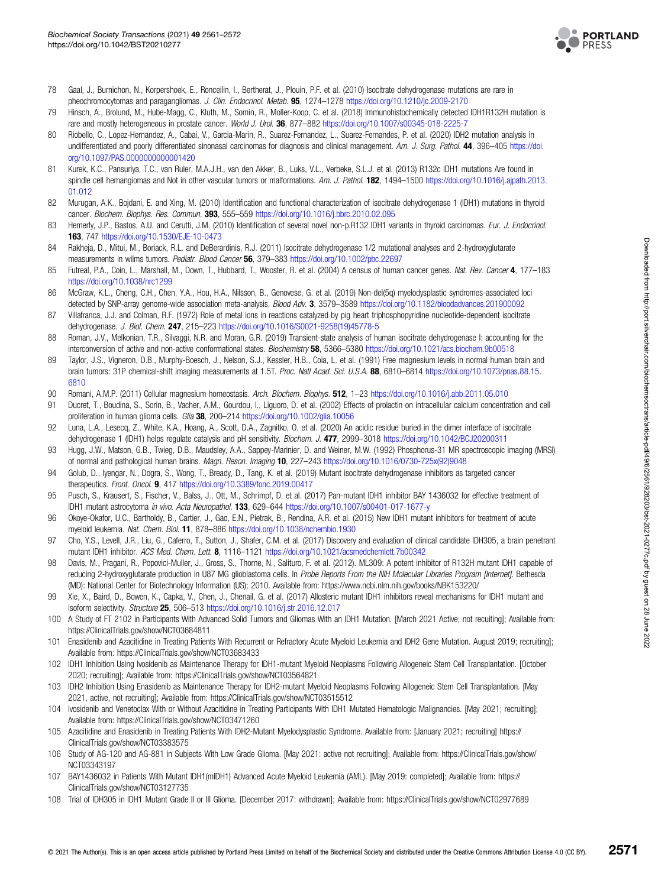78 Gaal, J., Burnichon, N., Korpershoek, E., Roncelin, I., Bertherat, J., Plouin, P.F. et al. (2010) Isocitrate dehydrogenase mutations are rare in pheochromocytomas and paragangliomas. *J. Clin. Endocrinol. Metab.* **95**, 1274–1278 https://doi.org/10.1210/jc.2009-2170

79 Hinsch, A., Brolund, M., Hube-Magg, C., Kluth, M., Simon, R., Moller-Koop, C. et al. (2018) Immunohistochemically detected IDH1R132H mutation is rare and mostly heterogeneous in prostate cancer. *World J. Urol.* **36**, 877–882 https://doi.org/10.1007/s00345-018-2225-7

80 Riobello, C., Lopez-Hernandez, A., Cabal, V., Garcia-Marin, R., Suarez-Fernandez, L., Suarez-Fernandes, P. et al. (2020) IDH2 mutation analysis in undifferentiated and poorly differentiated sinonasal carcinomas for diagnosis and clinical management. *Am. J. Surg. Pathol.* **44**, 396–405 https://doi.org/10.1097/PAS.0000000000001420

81 Kurek, K.C., Pansuriya, T.C., van Ruler, M.A.J.H., van den Akker, B., Luks, V.L., Verbeke, S.L.J. et al. (2013) R132c IDH1 mutations Are found in spindle cell hemangiomas and Not in other vascular tumors or malformations. *Am. J. Pathol.* **182**, 1494–1500 https://doi.org/10.1016/j.ajpath.2013.01.012

82 Murugan, A.K., Bojdani, E. and Xing, M. (2010) Identification and functional characterization of isocitrate dehydrogenase 1 (IDH1) mutations in thyroid cancer. *Biochem. Biophys. Res. Commun.* **393**, 555–559 https://doi.org/10.1016/j.bbrc.2010.02.095

83 Hemerly, J.P., Bastos, A.U. and Cerutti, J.M. (2010) Identification of several novel non-p.R132 IDH1 variants in thyroid carcinomas. *Eur. J. Endocrinol.* **163**, 747 https://doi.org/10.1530/EJE-10-0473

84 Rakheja, D., Mitui, M., Boriack, R.L. and DeBerardinis, R.J. (2011) Isocitrate dehydrogenase 1/2 mutational analyses and 2-hydroxyglutarate measurements in wilms tumors. *Pediatr. Blood Cancer* **56**, 379–383 https://doi.org/10.1002/pbc.22697

85 Futreal, P.A., Coin, L., Marshall, M., Down, T., Hubbard, T., Wooster, R. et al. (2004) A census of human cancer genes. *Nat. Rev. Cancer* **4**, 177–183 https://doi.org/10.1038/nrc1299

86 McGraw, K.L., Cheng, C.H., Chen, Y.A., Hou, H.A., Nilsson, B., Genovese, G. et al. (2019) Non-del(5q) myelodysplastic syndromes-associated loci detected by SNP-array genome-wide association meta-analysis. *Blood Adv.* **3**, 3579–3589 https://doi.org/10.1182/bloodadvances.2019000922

87 Villafranca, J.J. and Colman, R.F. (1972) Role of metal ions in reactions catalyzed by pig heart triphosphopyridine nucleotide-dependent isocitrate dehydrogenase. *J. Biol. Chem.* **247**, 215–223 https://doi.org/10.1016/S0021-9258(19)45778-5

88 Roman, J.V., Melkonian, T.R., Silvaggi, N.R. and Moran, G.R. (2019) Transient-state analysis of human isocitrate dehydrogenase I: accounting for the interconversion of active and non-active conformational states. *Biochemistry* **58**, 5366–5380 https://doi.org/10.1021/acs.biochem.9b00518

89 Taylor, J.S., Vigneron, D.B., Murphy-Boesch, J., Nelson, S.J., Kessler, H.B., Coia, L. et al. (1991) Free magnesium levels in normal human brain and brain tumors: 31P chemical-shift imaging measurements at 1.5T. *Proc. Natl Acad. Sci. U.S.A.* **88**, 6810–6814 https://doi.org/10.1073/pnas.88.15.6810

90 Romani, A.M.P. (2011) Cellular magnesium homeostasis. *Arch. Biochem. Biophys.* **512**, 1–23 https://doi.org/10.1016/j.abb.2011.05.010

91 Ducret, T., Boudina, S., Sorin, B., Vacher, A.M., Gourdou, I., Liguoro, D. et al. (2002) Effects of prolactin on intracellular calcium concentration and cell proliferation in human glioma cells. *Glia* **38**, 200–214 https://doi.org/10.1002/glia.10056

92 Luna, L.A., Lesecq, Z., White, K.A., Hoang, A., Scott, D.A., Zagnitko, O. et al. (2020) An acidic residue buried in the dimer interface of isocitrate dehydrogenase 1 (IDH1) helps regulate catalysis and pH sensitivity. *Biochem. J.* **477**, 2999–3018 https://doi.org/10.1042/BCJ20200311

93 Hugg, J.W., Matson, G.B., Twieg, D.B., Maudsley, A.A., Sappey-Marinier, D. and Weiner, M.W. (1992) Phosphorus-31 MR spectroscopic imaging (MRSI) of normal and pathological human brains. *Magn. Reson. Imaging* **10**, 227–243 https://doi.org/10.1016/0730-725x(92)9048

94 Golub, D., Iyengar, N., Dogra, S., Wong, T., Bready, D., Tang, K. et al. (2019) Mutant isocitrate dehydrogenase inhibitors as targeted cancer therapeutics. *Front. Oncol.* **9**, 417 https://doi.org/10.3389/fonc.2019.00417

95 Pusch, S., Krausert, S., Fischer, V., Balss, J., Ott, M., Schrimpf, D. et al. (2017) Pan-mutant IDH1 inhibitor BAY 1436032 for effective treatment of IDH1 mutant astrocytoma *in vivo*. *Acta Neuropathol.* **133**, 629–644 https://doi.org/10.1007/s00401-017-1677-y

96 Okoye-Okafor, U.C., Bartholdy, B., Cartier, J., Gao, E.N., Pietrak, B., Rendina, A.R. et al. (2015) New IDH1 mutant inhibitors for treatment of acute myeloid leukemia. *Nat. Chem. Biol.* **11**, 878–886 https://doi.org/10.1038/nchembio.1930

97 Cho, Y.S., Levell, J.R., Liu, G., Caferro, T., Sutton, J., Shafer, C.M. et al. (2017) Discovery and evaluation of clinical candidate IDH305, a brain penetrant mutant IDH1 inhibitor. *ACS Med. Chem. Lett.* **8**, 1116–1121 https://doi.org/10.1021/acsmedchemlett.7b00342

98 Davis, M., Pragani, R., Popovici-Muller, J., Gross, S., Thorne, N., Salituro, F. et al. (2012). ML309: A potent inhibitor of R132H mutant IDH1 capable of reducing 2-hydroxyglutarate production in U87 MG glioblastoma cells. In *Probe Reports From the NIH Molecular Libraries Program [Internet]*. Bethesda (MD): National Center for Biotechnology Information (US); 2010. Available from: https://www.ncbi.nlm.nih.gov/books/NBK153220/

99 Xie, X., Baird, D., Bowen, K., Capka, V., Chen, J., Chenail, G. et al. (2017) Allosteric mutant IDH1 inhibitors reveal mechanisms for IDH1 mutant and isoform selectivity. *Structure* **25**, 506–513 https://doi.org/10.1016/j.str.2016.12.017

100 A Study of FT 2102 in Participants With Advanced Solid Tumors and Gliomas With an IDH1 Mutation. [March 2021 Active; not recuiting]; Available from: https://ClinicalTrials.gov/show/NCT03684811

101 Enasidenib and Azacitidine in Treating Patients With Recurrent or Refractory Acute Myeloid Leukemia and IDH2 Gene Mutation. August 2019; recruiting]; Available from: https://ClinicalTrials.gov/show/NCT03683433

102 IDH1 Inhibition Using Ivosidenib as Maintenance Therapy for IDH1-mutant Myeloid Neoplasms Following Allogeneic Stem Cell Transplantation. [October 2020; recruiting]; Available from: https://ClinicalTrials.gov/show/NCT03564821

103 IDH2 Inhibition Using Enasidenib as Maintenance Therapy for IDH2-mutant Myeloid Neoplasms Following Allogeneic Stem Cell Transplantation. [May 2021, active, not recruiting]; Available from: https://ClinicalTrials.gov/show/NCT03515512

104 Ivosidenib and Venetoclax With or Without Azacitidine in Treating Participants With IDH1 Mutated Hematologic Malignancies. [May 2021; recruiting]; Available from: https://ClinicalTrials.gov/show/NCT03471260

105 Azacitidine and Enasidenib in Treating Patients With IDH2-Mutant Myelodysplastic Syndrome. Available from: [January 2021; recruiting] https://ClinicalTrials.gov/show/NCT03383575

106 Study of AG-120 and AG-881 in Subjects With Low Grade Glioma. [May 2021: active not recruiting]; Available from: https://ClinicalTrials.gov/show/NCT03343197

107 BAY1436032 in Patients With Mutant IDH1(mIDH1) Advanced Acute Myeloid Leukemia (AML). [May 2019: completed]; Available from: https://ClinicalTrials.gov/show/NCT03127735

108 Trial of IDH305 in IDH1 Mutant Grade II or III Glioma. [December 2017: withdrawn]; Available from: https://ClinicalTrials.gov/show/NCT02977689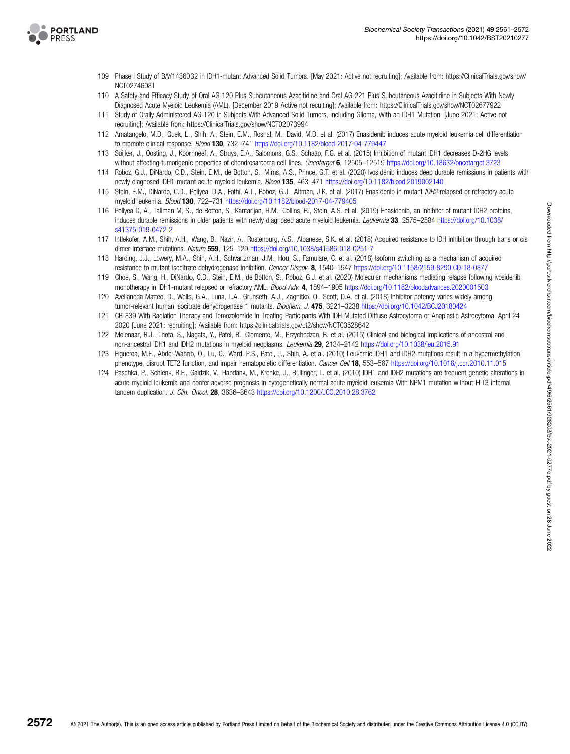109 Phase I Study of BAY1436032 in IDH1-mutant Advanced Solid Tumors. [May 2021: Active not recruiting]; Available from: https://ClinicalTrials.gov/show/NCT02746081

110 A Safety and Efficacy Study of Oral AG-120 Plus Subcutaneous Azacitidine and Oral AG-221 Plus Subcutaneous Azacitidine in Subjects With Newly Diagnosed Acute Myeloid Leukemia (AML). [December 2019 Active not recuiting]; Available from: https://ClinicalTrials.gov/show/NCT02677922

111 Study of Orally Administered AG-120 in Subjects With Advanced Solid Tumors, Including Glioma, With an IDH1 Mutation. [June 2021: Active not recruiting]; Available from: https://ClinicalTrials.gov/show/NCT02073994

112 Amatangelo, M.D., Quek, L., Shih, A., Stein, E.M., Roshal, M., David, M.D. et al. (2017) Enasidenib induces acute myeloid leukemia cell differentiation to promote clinical response. *Blood* **130**, 732–741 https://doi.org/10.1182/blood-2017-04-779447

113 Suijker, J., Oosting, J., Koornneef, A., Struys, E.A., Salomons, G.S., Schaap, F.G. et al. (2015) Inhibition of mutant IDH1 decreases D-2HG levels without affecting tumorigenic properties of chondrosarcoma cell lines. *Oncotarget* **6**, 12505–12519 https://doi.org/10.18632/oncotarget.3723

114 Roboz, G.J., DiNardo, C.D., Stein, E.M., de Botton, S., Mims, A.S., Prince, G.T. et al. (2020) Ivosidenib induces deep durable remissions in patients with newly diagnosed IDH1-mutant acute myeloid leukemia. *Blood* **135**, 463–471 https://doi.org/10.1182/blood.2019002140

115 Stein, E.M., DiNardo, C.D., Pollyea, D.A., Fathi, A.T., Roboz, G.J., Altman, J.K. et al. (2017) Enasidenib in mutant *IDH2* relapsed or refractory acute myeloid leukemia. *Blood* **130**, 722–731 https://doi.org/10.1182/blood-2017-04-779405

116 Pollyea D, A., Tallman M, S., de Botton, S., Kantarjian, H.M., Collins, R., Stein, A.S. et al. (2019) Enasidenib, an inhibitor of mutant IDH2 proteins, induces durable remissions in older patients with newly diagnosed acute myeloid leukemia. *Leukemia* **33**, 2575–2584 https://doi.org/10.1038/s41375-019-0472-2

117 Intlekofer, A.M., Shih, A.H., Wang, B., Nazir, A., Rustenburg, A.S., Albanese, S.K. et al. (2018) Acquired resistance to IDH inhibition through trans or cis dimer-interface mutations. *Nature* **559**, 125–129 https://doi.org/10.1038/s41586-018-0251-7

118 Harding, J.J., Lowery, M.A., Shih, A.H., Schvartzman, J.M., Hou, S., Famulare, C. et al. (2018) Isoform switching as a mechanism of acquired resistance to mutant isocitrate dehydrogenase inhibition. *Cancer Discov.* **8**, 1540–1547 https://doi.org/10.1158/2159-8290.CD-18-0877

119 Choe, S., Wang, H., DiNardo, C.D., Stein, E.M., de Botton, S., Roboz, G.J. et al. (2020) Molecular mechanisms mediating relapse following ivosidenib monotherapy in IDH1-mutant relapsed or refractory AML. *Blood Adv.* **4**, 1894–1905 https://doi.org/10.1182/bloodadvances.2020001503

120 Avellaneda Matteo, D., Wells, G.A., Luna, L.A., Grunseth, A.J., Zagnitko, O., Scott, D.A. et al. (2018) Inhibitor potency varies widely among tumor-relevant human isocitrate dehydrogenase 1 mutants. *Biochem. J.* **475**, 3221–3238 https://doi.org/10.1042/BCJ20180424

121 CB-839 With Radiation Therapy and Temozolomide in Treating Participants With IDH-Mutated Diffuse Astrocytoma or Anaplastic Astrocytoma. April 24 2020 [June 2021: recruiting]; Available from: https://clinicaltrials.gov/ct2/show/NCT03528642

122 Molenaar, R.J., Thota, S., Nagata, Y., Patel, B., Clemente, M., Przychodzen, B. et al. (2015) Clinical and biological implications of ancestral and non-ancestral IDH1 and IDH2 mutations in myeloid neoplasms. *Leukemia* **29**, 2134–2142 https://doi.org/10.1038/leu.2015.91

123 Figueroa, M.E., Abdel-Wahab, O., Lu, C., Ward, P.S., Patel, J., Shih, A. et al. (2010) Leukemic IDH1 and IDH2 mutations result in a hypermethylation phenotype, disrupt TET2 function, and impair hematopoietic differentiation. *Cancer Cell* **18**, 553–567 https://doi.org/10.1016/j.ccr.2010.11.015

124 Paschka, P., Schlenk, R.F., Gaidzik, V., Habdank, M., Kronke, J., Bullinger, L. et al. (2010) IDH1 and IDH2 mutations are frequent genetic alterations in acute myeloid leukemia and confer adverse prognosis in cytogenetically normal acute myeloid leukemia With NPM1 mutation without FLT3 internal tandem duplication. *J. Clin. Oncol.* **28**, 3636–3643 https://doi.org/10.1200/JCO.2010.28.3762